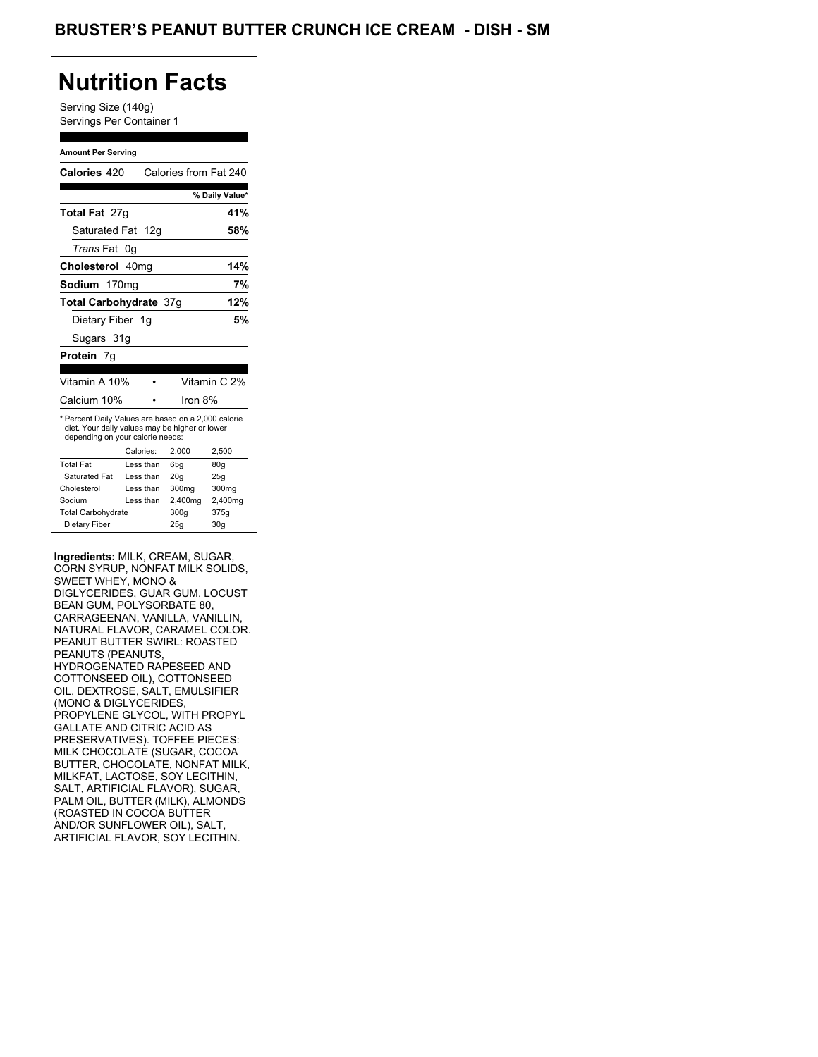# BRUSTER'S PEANUT BUTTER CRUNCH ICE CREAM - DISH - SM

## Nutrition Facts

Serving Size (140g)
Servings Per Container 1

**Amount Per Serving**

**Calories** 420 Calories from Fat 240

| | % Daily Value* |
|---|---|
| **Total Fat** 27g | **41%** |
| Saturated Fat 12g | **58%** |
| *Trans* Fat 0g | |
| **Cholesterol** 40mg | **14%** |
| **Sodium** 170mg | **7%** |
| **Total Carbohydrate** 37g | **12%** |
| Dietary Fiber 1g | **5%** |
| Sugars 31g | |
| **Protein** 7g | |

| | |
|---|---|
| Vitamin A 10% | Vitamin C 2% |
| Calcium 10% | Iron 8% |

* Percent Daily Values are based on a 2,000 calorie diet. Your daily values may be higher or lower depending on your calorie needs:

| | Calories: | 2,000 | 2,500 |
|---|---|---|---|
| Total Fat | Less than | 65g | 80g |
| Saturated Fat | Less than | 20g | 25g |
| Cholesterol | Less than | 300mg | 300mg |
| Sodium | Less than | 2,400mg | 2,400mg |
| Total Carbohydrate | | 300g | 375g |
| Dietary Fiber | | 25g | 30g |

**Ingredients:** MILK, CREAM, SUGAR, CORN SYRUP, NONFAT MILK SOLIDS, SWEET WHEY, MONO & DIGLYCERIDES, GUAR GUM, LOCUST BEAN GUM, POLYSORBATE 80, CARRAGEENAN, VANILLA, VANILLIN, NATURAL FLAVOR, CARAMEL COLOR. PEANUT BUTTER SWIRL: ROASTED PEANUTS (PEANUTS, HYDROGENATED RAPESEED AND COTTONSEED OIL), COTTONSEED OIL, DEXTROSE, SALT, EMULSIFIER (MONO & DIGLYCERIDES, PROPYLENE GLYCOL, WITH PROPYL GALLATE AND CITRIC ACID AS PRESERVATIVES). TOFFEE PIECES: MILK CHOCOLATE (SUGAR, COCOA BUTTER, CHOCOLATE, NONFAT MILK, MILKFAT, LACTOSE, SOY LECITHIN, SALT, ARTIFICIAL FLAVOR), SUGAR, PALM OIL, BUTTER (MILK), ALMONDS (ROASTED IN COCOA BUTTER AND/OR SUNFLOWER OIL), SALT, ARTIFICIAL FLAVOR, SOY LECITHIN.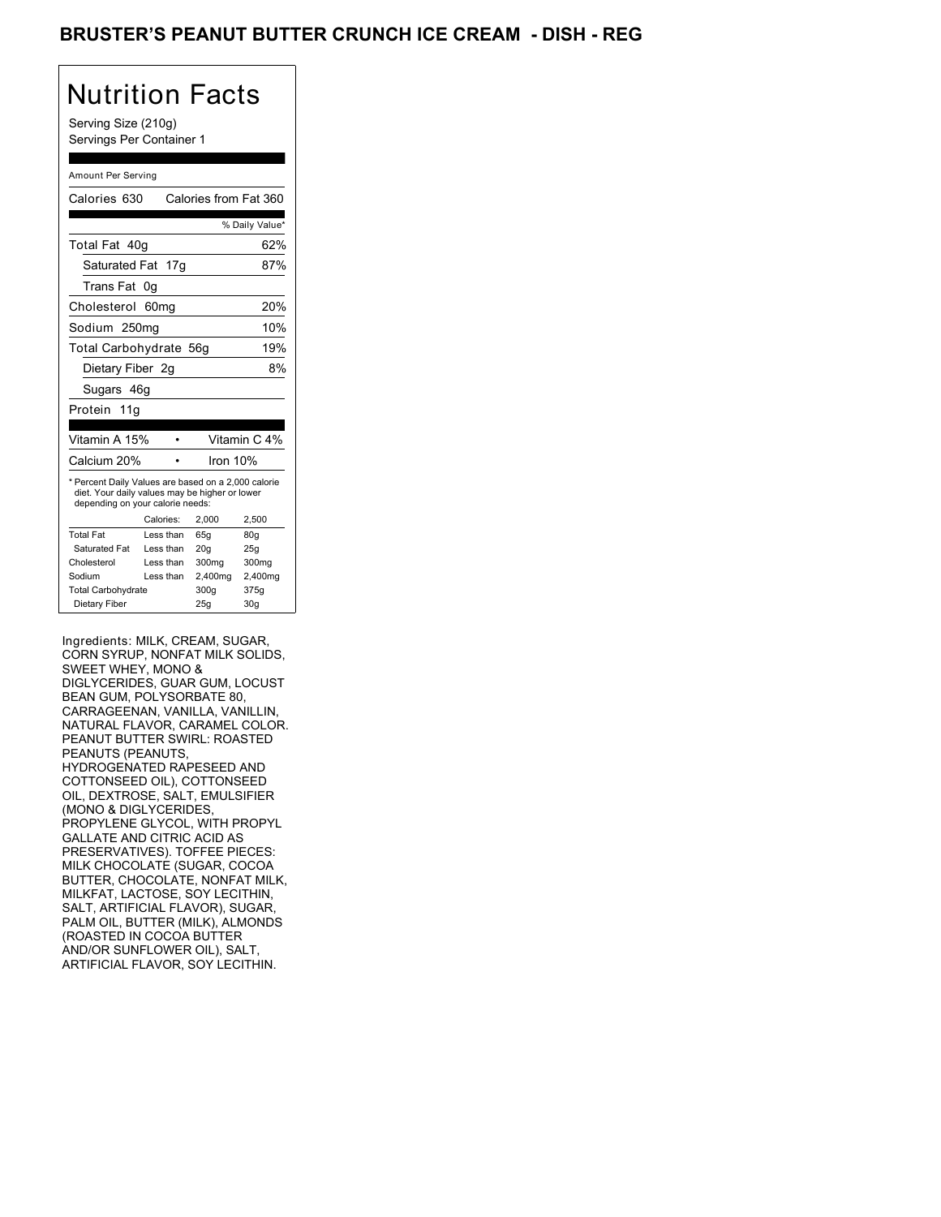# BRUSTER'S PEANUT BUTTER CRUNCH ICE CREAM - DISH - REG

## Nutrition Facts

Serving Size (210g)
Servings Per Container 1

Amount Per Serving

| Calories 630 | Calories from Fat 360 |
|---|---|
| | % Daily Value* |
| Total Fat 40g | 62% |
| Saturated Fat 17g | 87% |
| Trans Fat 0g | |
| Cholesterol 60mg | 20% |
| Sodium 250mg | 10% |
| Total Carbohydrate 56g | 19% |
| Dietary Fiber 2g | 8% |
| Sugars 46g | |
| Protein 11g | |

| Vitamin A 15% | • | Vitamin C 4% |
|---|---|---|
| Calcium 20% | • | Iron 10% |

* Percent Daily Values are based on a 2,000 calorie diet. Your daily values may be higher or lower depending on your calorie needs:

| | Calories: | 2,000 | 2,500 |
|---|---|---|---|
| Total Fat | Less than | 65g | 80g |
| Saturated Fat | Less than | 20g | 25g |
| Cholesterol | Less than | 300mg | 300mg |
| Sodium | Less than | 2,400mg | 2,400mg |
| Total Carbohydrate | | 300g | 375g |
| Dietary Fiber | | 25g | 30g |

Ingredients: MILK, CREAM, SUGAR, CORN SYRUP, NONFAT MILK SOLIDS, SWEET WHEY, MONO & DIGLYCERIDES, GUAR GUM, LOCUST BEAN GUM, POLYSORBATE 80, CARRAGEENAN, VANILLA, VANILLIN, NATURAL FLAVOR, CARAMEL COLOR. PEANUT BUTTER SWIRL: ROASTED PEANUTS (PEANUTS, HYDROGENATED RAPESEED AND COTTONSEED OIL), COTTONSEED OIL, DEXTROSE, SALT, EMULSIFIER (MONO & DIGLYCERIDES, PROPYLENE GLYCOL, WITH PROPYL GALLATE AND CITRIC ACID AS PRESERVATIVES). TOFFEE PIECES: MILK CHOCOLATE (SUGAR, COCOA BUTTER, CHOCOLATE, NONFAT MILK, MILKFAT, LACTOSE, SOY LECITHIN, SALT, ARTIFICIAL FLAVOR), SUGAR, PALM OIL, BUTTER (MILK), ALMONDS (ROASTED IN COCOA BUTTER AND/OR SUNFLOWER OIL), SALT, ARTIFICIAL FLAVOR, SOY LECITHIN.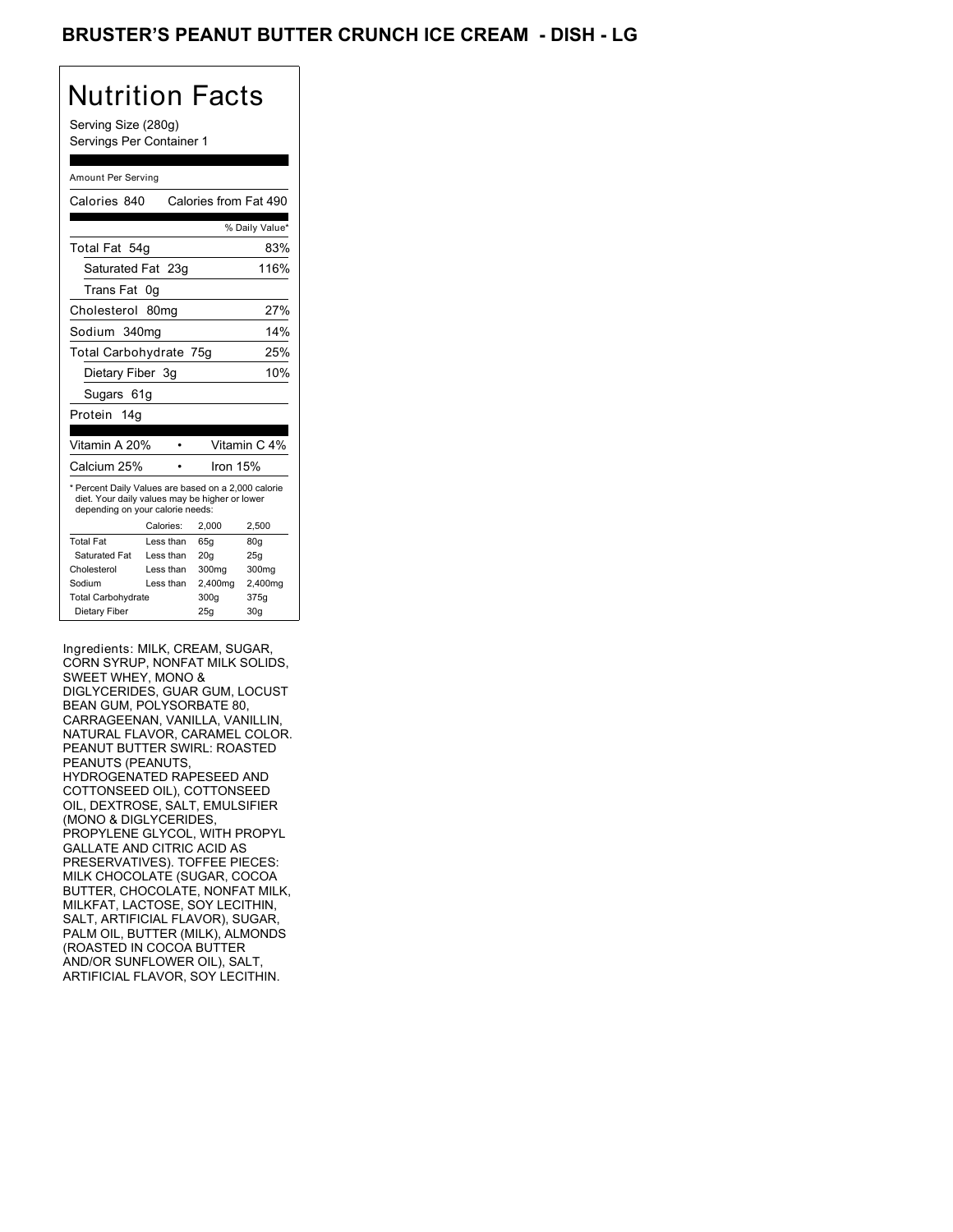# BRUSTER'S PEANUT BUTTER CRUNCH ICE CREAM - DISH - LG

## Nutrition Facts

Serving Size (280g)
Servings Per Container 1

Amount Per Serving

| | |
|---|---|
| Calories 840 | Calories from Fat 490 |
| | % Daily Value* |
| Total Fat 54g | 83% |
| Saturated Fat 23g | 116% |
| Trans Fat 0g | |
| Cholesterol 80mg | 27% |
| Sodium 340mg | 14% |
| Total Carbohydrate 75g | 25% |
| Dietary Fiber 3g | 10% |
| Sugars 61g | |
| Protein 14g | |

| | |
|---|---|
| Vitamin A 20% | Vitamin C 4% |
| Calcium 25% | Iron 15% |

* Percent Daily Values are based on a 2,000 calorie diet. Your daily values may be higher or lower depending on your calorie needs:

| | Calories: | 2,000 | 2,500 |
|---|---|---|---|
| Total Fat | Less than | 65g | 80g |
| Saturated Fat | Less than | 20g | 25g |
| Cholesterol | Less than | 300mg | 300mg |
| Sodium | Less than | 2,400mg | 2,400mg |
| Total Carbohydrate | | 300g | 375g |
| Dietary Fiber | | 25g | 30g |

Ingredients: MILK, CREAM, SUGAR, CORN SYRUP, NONFAT MILK SOLIDS, SWEET WHEY, MONO & DIGLYCERIDES, GUAR GUM, LOCUST BEAN GUM, POLYSORBATE 80, CARRAGEENAN, VANILLA, VANILLIN, NATURAL FLAVOR, CARAMEL COLOR. PEANUT BUTTER SWIRL: ROASTED PEANUTS (PEANUTS, HYDROGENATED RAPESEED AND COTTONSEED OIL), COTTONSEED OIL, DEXTROSE, SALT, EMULSIFIER (MONO & DIGLYCERIDES, PROPYLENE GLYCOL, WITH PROPYL GALLATE AND CITRIC ACID AS PRESERVATIVES). TOFFEE PIECES: MILK CHOCOLATE (SUGAR, COCOA BUTTER, CHOCOLATE, NONFAT MILK, MILKFAT, LACTOSE, SOY LECITHIN, SALT, ARTIFICIAL FLAVOR), SUGAR, PALM OIL, BUTTER (MILK), ALMONDS (ROASTED IN COCOA BUTTER AND/OR SUNFLOWER OIL), SALT, ARTIFICIAL FLAVOR, SOY LECITHIN.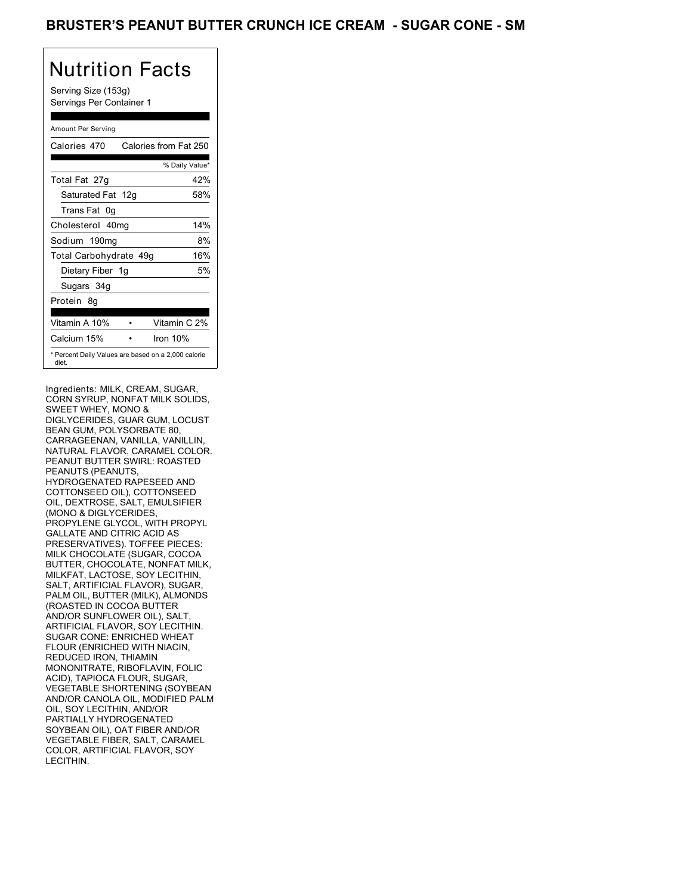# BRUSTER'S PEANUT BUTTER CRUNCH ICE CREAM - SUGAR CONE - SM

## Nutrition Facts

Serving Size (153g)
Servings Per Container 1

Amount Per Serving

| Calories 470 | Calories from Fat 250 |
|---|---|
| | % Daily Value* |
| Total Fat 27g | 42% |
| Saturated Fat 12g | 58% |
| Trans Fat 0g | |
| Cholesterol 40mg | 14% |
| Sodium 190mg | 8% |
| Total Carbohydrate 49g | 16% |
| Dietary Fiber 1g | 5% |
| Sugars 34g | |
| Protein 8g | |
| Vitamin A 10% • | Vitamin C 2% |
| Calcium 15% • | Iron 10% |

* Percent Daily Values are based on a 2,000 calorie diet.

Ingredients: MILK, CREAM, SUGAR, CORN SYRUP, NONFAT MILK SOLIDS, SWEET WHEY, MONO & DIGLYCERIDES, GUAR GUM, LOCUST BEAN GUM, POLYSORBATE 80, CARRAGEENAN, VANILLA, VANILLIN, NATURAL FLAVOR, CARAMEL COLOR. PEANUT BUTTER SWIRL: ROASTED PEANUTS (PEANUTS, HYDROGENATED RAPESEED AND COTTONSEED OIL), COTTONSEED OIL, DEXTROSE, SALT, EMULSIFIER (MONO & DIGLYCERIDES, PROPYLENE GLYCOL, WITH PROPYL GALLATE AND CITRIC ACID AS PRESERVATIVES). TOFFEE PIECES: MILK CHOCOLATE (SUGAR, COCOA BUTTER, CHOCOLATE, NONFAT MILK, MILKFAT, LACTOSE, SOY LECITHIN, SALT, ARTIFICIAL FLAVOR), SUGAR, PALM OIL, BUTTER (MILK), ALMONDS (ROASTED IN COCOA BUTTER AND/OR SUNFLOWER OIL), SALT, ARTIFICIAL FLAVOR, SOY LECITHIN. SUGAR CONE: ENRICHED WHEAT FLOUR (ENRICHED WITH NIACIN, REDUCED IRON, THIAMIN MONONITRATE, RIBOFLAVIN, FOLIC ACID), TAPIOCA FLOUR, SUGAR, VEGETABLE SHORTENING (SOYBEAN AND/OR CANOLA OIL, MODIFIED PALM OIL, SOY LECITHIN, AND/OR PARTIALLY HYDROGENATED SOYBEAN OIL), OAT FIBER AND/OR VEGETABLE FIBER, SALT, CARAMEL COLOR, ARTIFICIAL FLAVOR, SOY LECITHIN.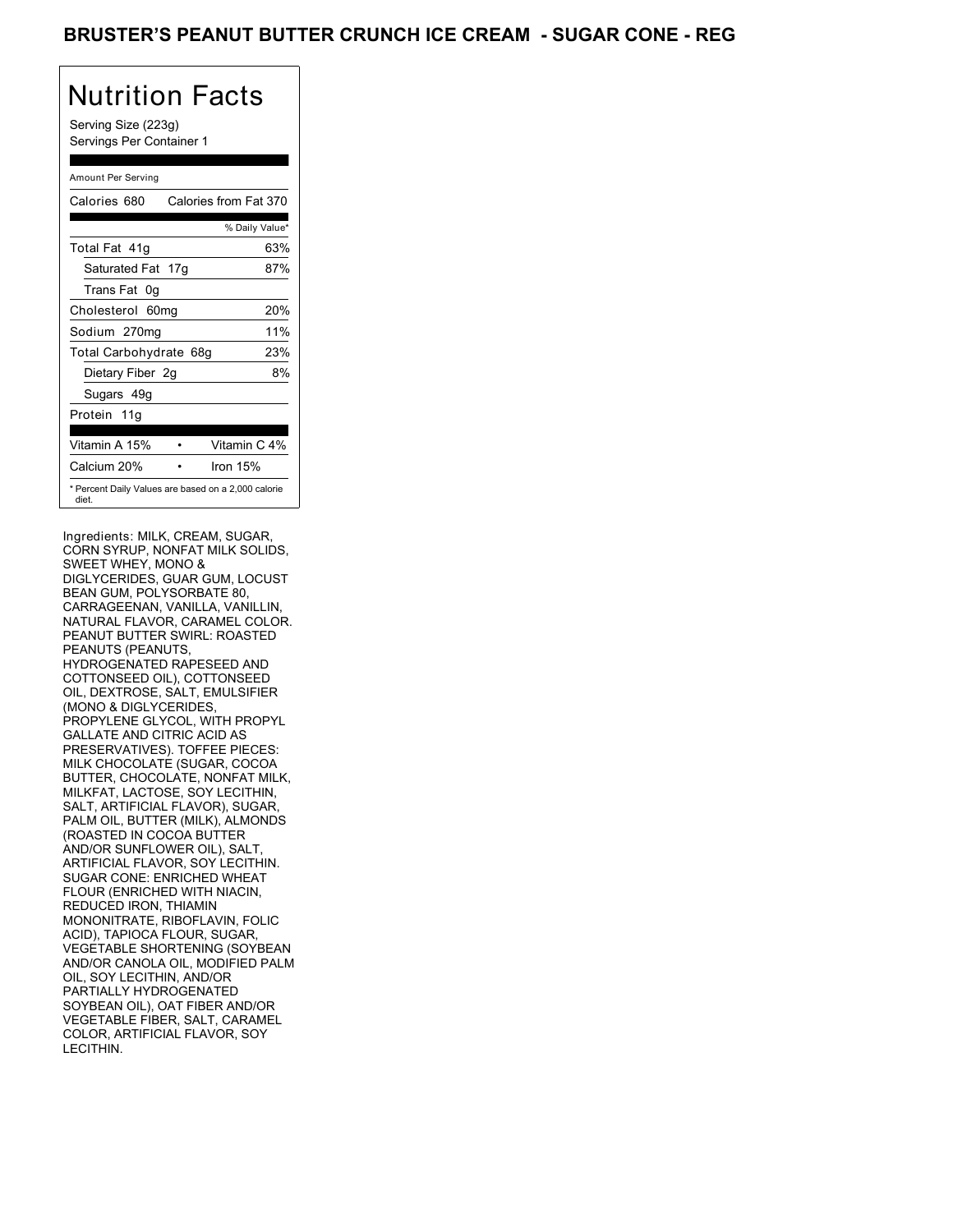# BRUSTER'S PEANUT BUTTER CRUNCH ICE CREAM - SUGAR CONE - REG

## Nutrition Facts

Serving Size (223g)
Servings Per Container 1

| Amount Per Serving | |
|---|---|
| Calories 680 | Calories from Fat 370 |
| | % Daily Value* |
| Total Fat 41g | 63% |
| Saturated Fat 17g | 87% |
| Trans Fat 0g | |
| Cholesterol 60mg | 20% |
| Sodium 270mg | 11% |
| Total Carbohydrate 68g | 23% |
| Dietary Fiber 2g | 8% |
| Sugars 49g | |
| Protein 11g | |
| Vitamin A 15% | Vitamin C 4% |
| Calcium 20% | Iron 15% |

* Percent Daily Values are based on a 2,000 calorie diet.

Ingredients: MILK, CREAM, SUGAR, CORN SYRUP, NONFAT MILK SOLIDS, SWEET WHEY, MONO & DIGLYCERIDES, GUAR GUM, LOCUST BEAN GUM, POLYSORBATE 80, CARRAGEENAN, VANILLA, VANILLIN, NATURAL FLAVOR, CARAMEL COLOR. PEANUT BUTTER SWIRL: ROASTED PEANUTS (PEANUTS, HYDROGENATED RAPESEED AND COTTONSEED OIL), COTTONSEED OIL, DEXTROSE, SALT, EMULSIFIER (MONO & DIGLYCERIDES, PROPYLENE GLYCOL, WITH PROPYL GALLATE AND CITRIC ACID AS PRESERVATIVES). TOFFEE PIECES: MILK CHOCOLATE (SUGAR, COCOA BUTTER, CHOCOLATE, NONFAT MILK, MILKFAT, LACTOSE, SOY LECITHIN, SALT, ARTIFICIAL FLAVOR), SUGAR, PALM OIL, BUTTER (MILK), ALMONDS (ROASTED IN COCOA BUTTER AND/OR SUNFLOWER OIL), SALT, ARTIFICIAL FLAVOR, SOY LECITHIN. SUGAR CONE: ENRICHED WHEAT FLOUR (ENRICHED WITH NIACIN, REDUCED IRON, THIAMIN MONONITRATE, RIBOFLAVIN, FOLIC ACID), TAPIOCA FLOUR, SUGAR, VEGETABLE SHORTENING (SOYBEAN AND/OR CANOLA OIL, MODIFIED PALM OIL, SOY LECITHIN, AND/OR PARTIALLY HYDROGENATED SOYBEAN OIL), OAT FIBER AND/OR VEGETABLE FIBER, SALT, CARAMEL COLOR, ARTIFICIAL FLAVOR, SOY LECITHIN.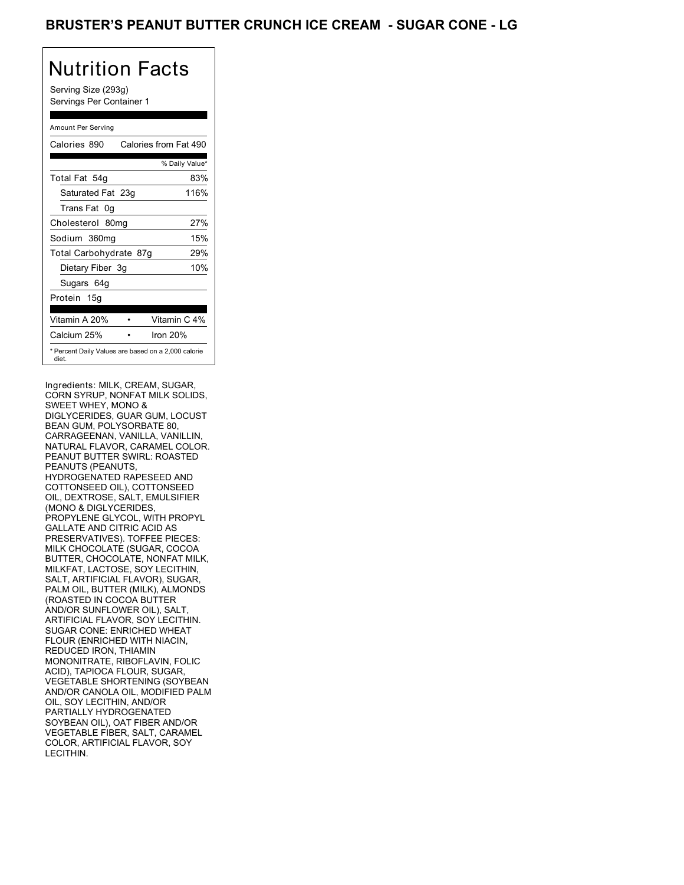# BRUSTER'S PEANUT BUTTER CRUNCH ICE CREAM - SUGAR CONE - LG

## Nutrition Facts

Serving Size (293g)
Servings Per Container 1

Amount Per Serving

| Calories 890 | Calories from Fat 490 |
|---|---|
| | % Daily Value* |
| Total Fat 54g | 83% |
| Saturated Fat 23g | 116% |
| Trans Fat 0g | |
| Cholesterol 80mg | 27% |
| Sodium 360mg | 15% |
| Total Carbohydrate 87g | 29% |
| Dietary Fiber 3g | 10% |
| Sugars 64g | |
| Protein 15g | |

| Vitamin A 20% | • | Vitamin C 4% |
|---|---|---|
| Calcium 25% | • | Iron 20% |

* Percent Daily Values are based on a 2,000 calorie diet.

Ingredients: MILK, CREAM, SUGAR, CORN SYRUP, NONFAT MILK SOLIDS, SWEET WHEY, MONO & DIGLYCERIDES, GUAR GUM, LOCUST BEAN GUM, POLYSORBATE 80, CARRAGEENAN, VANILLA, VANILLIN, NATURAL FLAVOR, CARAMEL COLOR. PEANUT BUTTER SWIRL: ROASTED PEANUTS (PEANUTS, HYDROGENATED RAPESEED AND COTTONSEED OIL), COTTONSEED OIL, DEXTROSE, SALT, EMULSIFIER (MONO & DIGLYCERIDES, PROPYLENE GLYCOL, WITH PROPYL GALLATE AND CITRIC ACID AS PRESERVATIVES). TOFFEE PIECES: MILK CHOCOLATE (SUGAR, COCOA BUTTER, CHOCOLATE, NONFAT MILK, MILKFAT, LACTOSE, SOY LECITHIN, SALT, ARTIFICIAL FLAVOR), SUGAR, PALM OIL, BUTTER (MILK), ALMONDS (ROASTED IN COCOA BUTTER AND/OR SUNFLOWER OIL), SALT, ARTIFICIAL FLAVOR, SOY LECITHIN. SUGAR CONE: ENRICHED WHEAT FLOUR (ENRICHED WITH NIACIN, REDUCED IRON, THIAMIN MONONITRATE, RIBOFLAVIN, FOLIC ACID), TAPIOCA FLOUR, SUGAR, VEGETABLE SHORTENING (SOYBEAN AND/OR CANOLA OIL, MODIFIED PALM OIL, SOY LECITHIN, AND/OR PARTIALLY HYDROGENATED SOYBEAN OIL), OAT FIBER AND/OR VEGETABLE FIBER, SALT, CARAMEL COLOR, ARTIFICIAL FLAVOR, SOY LECITHIN.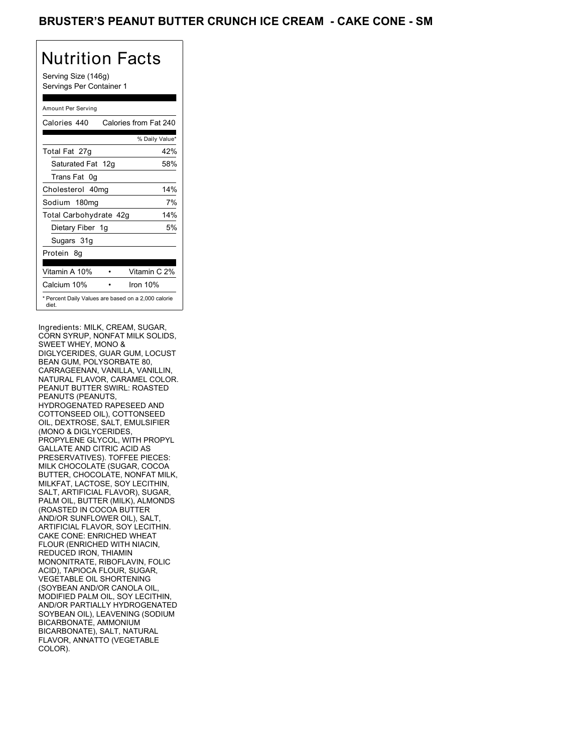# BRUSTER'S PEANUT BUTTER CRUNCH ICE CREAM - CAKE CONE - SM

## Nutrition Facts

Serving Size (146g)
Servings Per Container 1

Amount Per Serving

| Calories 440 | Calories from Fat 240 |
| --- | --- |
| | % Daily Value* |
| Total Fat 27g | 42% |
| Saturated Fat 12g | 58% |
| Trans Fat 0g | |
| Cholesterol 40mg | 14% |
| Sodium 180mg | 7% |
| Total Carbohydrate 42g | 14% |
| Dietary Fiber 1g | 5% |
| Sugars 31g | |
| Protein 8g | |
| Vitamin A 10% | Vitamin C 2% |
| Calcium 10% | Iron 10% |

* Percent Daily Values are based on a 2,000 calorie diet.

Ingredients: MILK, CREAM, SUGAR, CORN SYRUP, NONFAT MILK SOLIDS, SWEET WHEY, MONO & DIGLYCERIDES, GUAR GUM, LOCUST BEAN GUM, POLYSORBATE 80, CARRAGEENAN, VANILLA, VANILLIN, NATURAL FLAVOR, CARAMEL COLOR. PEANUT BUTTER SWIRL: ROASTED PEANUTS (PEANUTS, HYDROGENATED RAPESEED AND COTTONSEED OIL), COTTONSEED OIL, DEXTROSE, SALT, EMULSIFIER (MONO & DIGLYCERIDES, PROPYLENE GLYCOL, WITH PROPYL GALLATE AND CITRIC ACID AS PRESERVATIVES). TOFFEE PIECES: MILK CHOCOLATE (SUGAR, COCOA BUTTER, CHOCOLATE, NONFAT MILK, MILKFAT, LACTOSE, SOY LECITHIN, SALT, ARTIFICIAL FLAVOR), SUGAR, PALM OIL, BUTTER (MILK), ALMONDS (ROASTED IN COCOA BUTTER AND/OR SUNFLOWER OIL), SALT, ARTIFICIAL FLAVOR, SOY LECITHIN. CAKE CONE: ENRICHED WHEAT FLOUR (ENRICHED WITH NIACIN, REDUCED IRON, THIAMIN MONONITRATE, RIBOFLAVIN, FOLIC ACID), TAPIOCA FLOUR, SUGAR, VEGETABLE OIL SHORTENING (SOYBEAN AND/OR CANOLA OIL, MODIFIED PALM OIL, SOY LECITHIN, AND/OR PARTIALLY HYDROGENATED SOYBEAN OIL), LEAVENING (SODIUM BICARBONATE, AMMONIUM BICARBONATE), SALT, NATURAL FLAVOR, ANNATTO (VEGETABLE COLOR).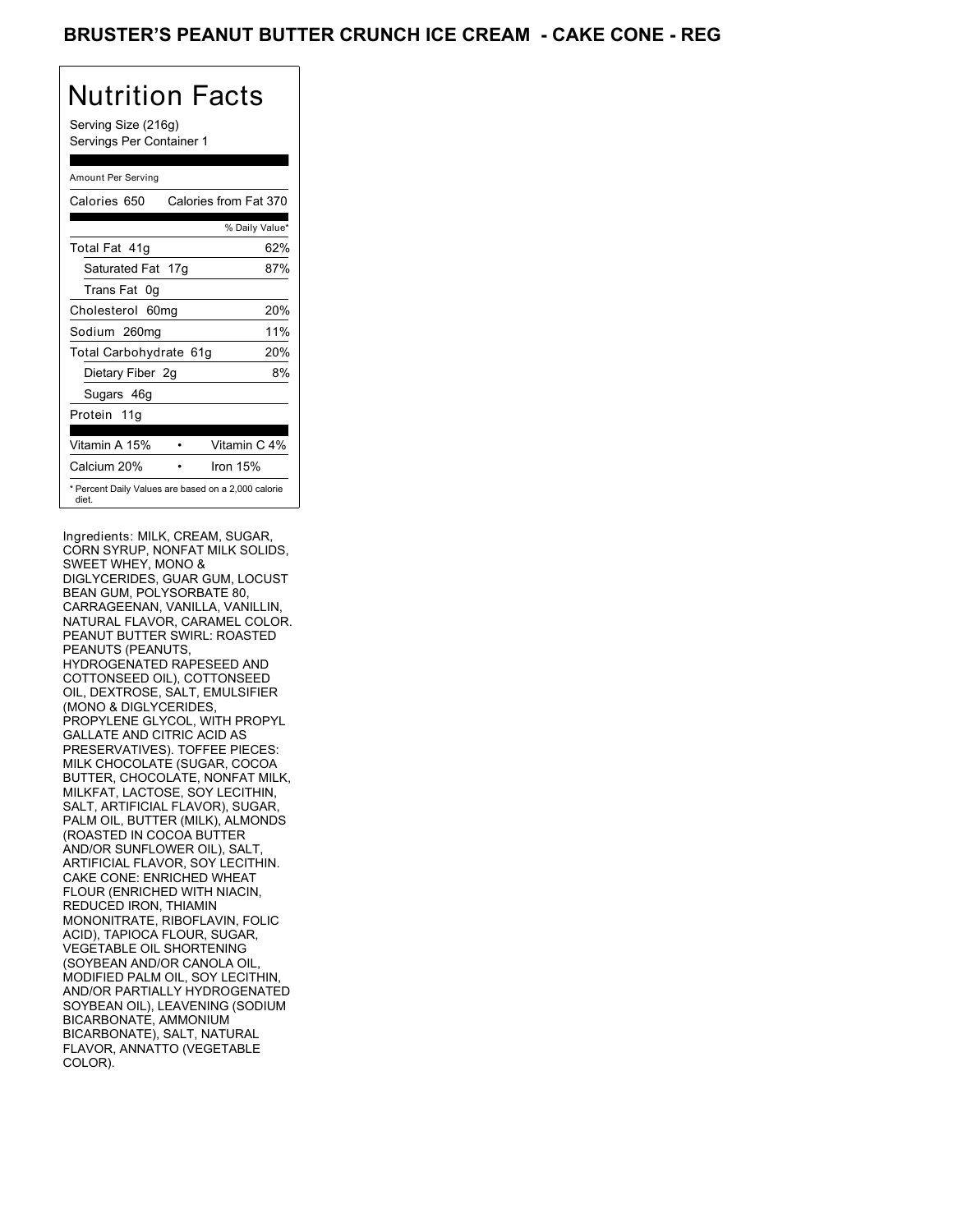# BRUSTER'S PEANUT BUTTER CRUNCH ICE CREAM - CAKE CONE - REG

## Nutrition Facts

Serving Size (216g)
Servings Per Container 1

Amount Per Serving

| | |
|---|---|
| Calories 650 | Calories from Fat 370 |
| | % Daily Value* |
| Total Fat 41g | 62% |
| Saturated Fat 17g | 87% |
| Trans Fat 0g | |
| Cholesterol 60mg | 20% |
| Sodium 260mg | 11% |
| Total Carbohydrate 61g | 20% |
| Dietary Fiber 2g | 8% |
| Sugars 46g | |
| Protein 11g | |
| Vitamin A 15% • | Vitamin C 4% |
| Calcium 20% • | Iron 15% |

* Percent Daily Values are based on a 2,000 calorie diet.

Ingredients: MILK, CREAM, SUGAR, CORN SYRUP, NONFAT MILK SOLIDS, SWEET WHEY, MONO & DIGLYCERIDES, GUAR GUM, LOCUST BEAN GUM, POLYSORBATE 80, CARRAGEENAN, VANILLA, VANILLIN, NATURAL FLAVOR, CARAMEL COLOR. PEANUT BUTTER SWIRL: ROASTED PEANUTS (PEANUTS, HYDROGENATED RAPESEED AND COTTONSEED OIL), COTTONSEED OIL, DEXTROSE, SALT, EMULSIFIER (MONO & DIGLYCERIDES, PROPYLENE GLYCOL, WITH PROPYL GALLATE AND CITRIC ACID AS PRESERVATIVES). TOFFEE PIECES: MILK CHOCOLATE (SUGAR, COCOA BUTTER, CHOCOLATE, NONFAT MILK, MILKFAT, LACTOSE, SOY LECITHIN, SALT, ARTIFICIAL FLAVOR), SUGAR, PALM OIL, BUTTER (MILK), ALMONDS (ROASTED IN COCOA BUTTER AND/OR SUNFLOWER OIL), SALT, ARTIFICIAL FLAVOR, SOY LECITHIN. CAKE CONE: ENRICHED WHEAT FLOUR (ENRICHED WITH NIACIN, REDUCED IRON, THIAMIN MONONITRATE, RIBOFLAVIN, FOLIC ACID), TAPIOCA FLOUR, SUGAR, VEGETABLE OIL SHORTENING (SOYBEAN AND/OR CANOLA OIL, MODIFIED PALM OIL, SOY LECITHIN, AND/OR PARTIALLY HYDROGENATED SOYBEAN OIL), LEAVENING (SODIUM BICARBONATE, AMMONIUM BICARBONATE), SALT, NATURAL FLAVOR, ANNATTO (VEGETABLE COLOR).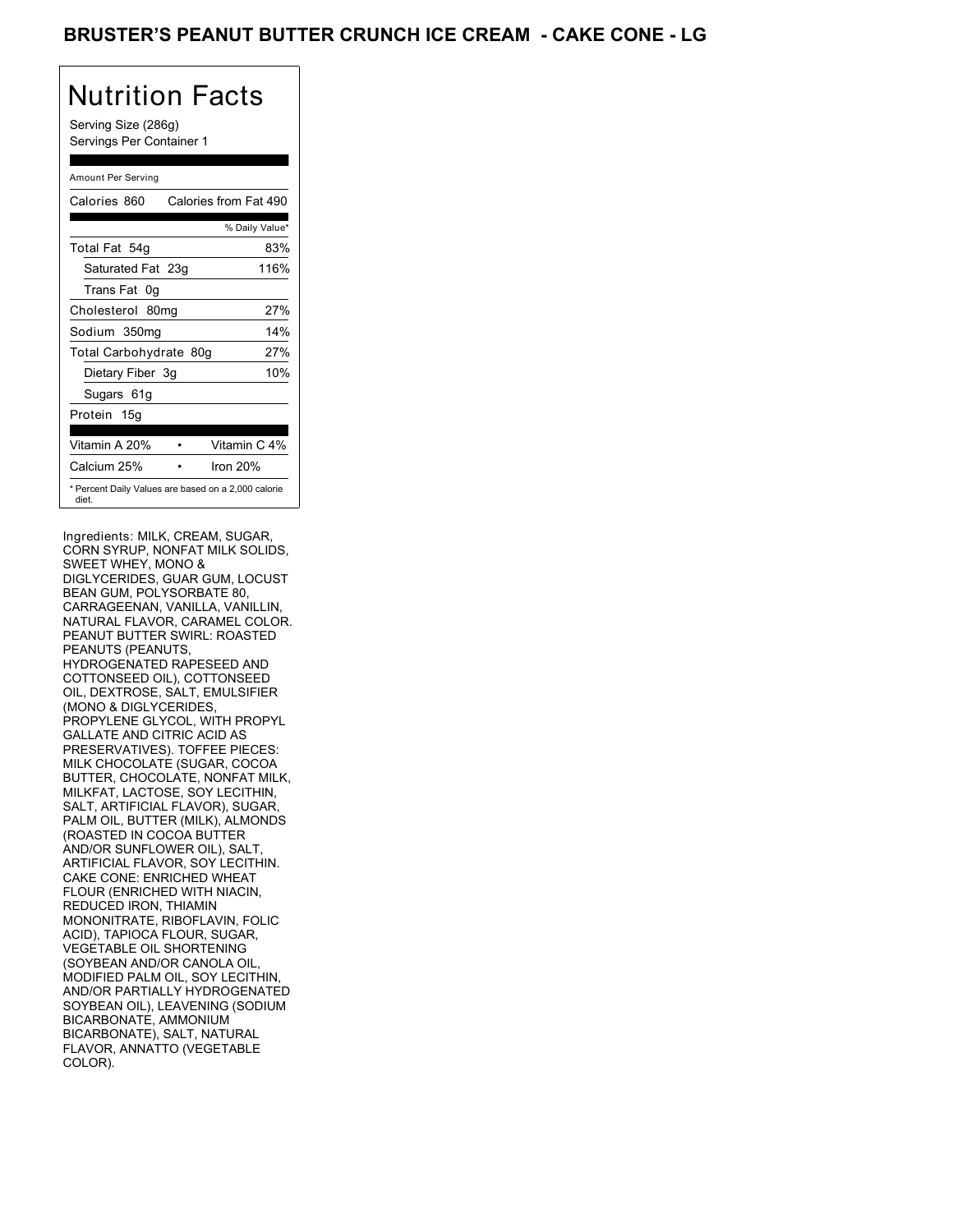# BRUSTER'S PEANUT BUTTER CRUNCH ICE CREAM - CAKE CONE - LG

## Nutrition Facts

Serving Size (286g)
Servings Per Container 1

| Amount Per Serving | |
|---|---|
| Calories 860 | Calories from Fat 490 |
| | % Daily Value* |
| Total Fat 54g | 83% |
| Saturated Fat 23g | 116% |
| Trans Fat 0g | |
| Cholesterol 80mg | 27% |
| Sodium 350mg | 14% |
| Total Carbohydrate 80g | 27% |
| Dietary Fiber 3g | 10% |
| Sugars 61g | |
| Protein 15g | |
| Vitamin A 20% | Vitamin C 4% |
| Calcium 25% | Iron 20% |

* Percent Daily Values are based on a 2,000 calorie diet.

Ingredients: MILK, CREAM, SUGAR, CORN SYRUP, NONFAT MILK SOLIDS, SWEET WHEY, MONO & DIGLYCERIDES, GUAR GUM, LOCUST BEAN GUM, POLYSORBATE 80, CARRAGEENAN, VANILLA, VANILLIN, NATURAL FLAVOR, CARAMEL COLOR. PEANUT BUTTER SWIRL: ROASTED PEANUTS (PEANUTS, HYDROGENATED RAPESEED AND COTTONSEED OIL), COTTONSEED OIL, DEXTROSE, SALT, EMULSIFIER (MONO & DIGLYCERIDES, PROPYLENE GLYCOL, WITH PROPYL GALLATE AND CITRIC ACID AS PRESERVATIVES). TOFFEE PIECES: MILK CHOCOLATE (SUGAR, COCOA BUTTER, CHOCOLATE, NONFAT MILK, MILKFAT, LACTOSE, SOY LECITHIN, SALT, ARTIFICIAL FLAVOR), SUGAR, PALM OIL, BUTTER (MILK), ALMONDS (ROASTED IN COCOA BUTTER AND/OR SUNFLOWER OIL), SALT, ARTIFICIAL FLAVOR, SOY LECITHIN. CAKE CONE: ENRICHED WHEAT FLOUR (ENRICHED WITH NIACIN, REDUCED IRON, THIAMIN MONONITRATE, RIBOFLAVIN, FOLIC ACID), TAPIOCA FLOUR, SUGAR, VEGETABLE OIL SHORTENING (SOYBEAN AND/OR CANOLA OIL, MODIFIED PALM OIL, SOY LECITHIN, AND/OR PARTIALLY HYDROGENATED SOYBEAN OIL), LEAVENING (SODIUM BICARBONATE, AMMONIUM BICARBONATE), SALT, NATURAL FLAVOR, ANNATTO (VEGETABLE COLOR).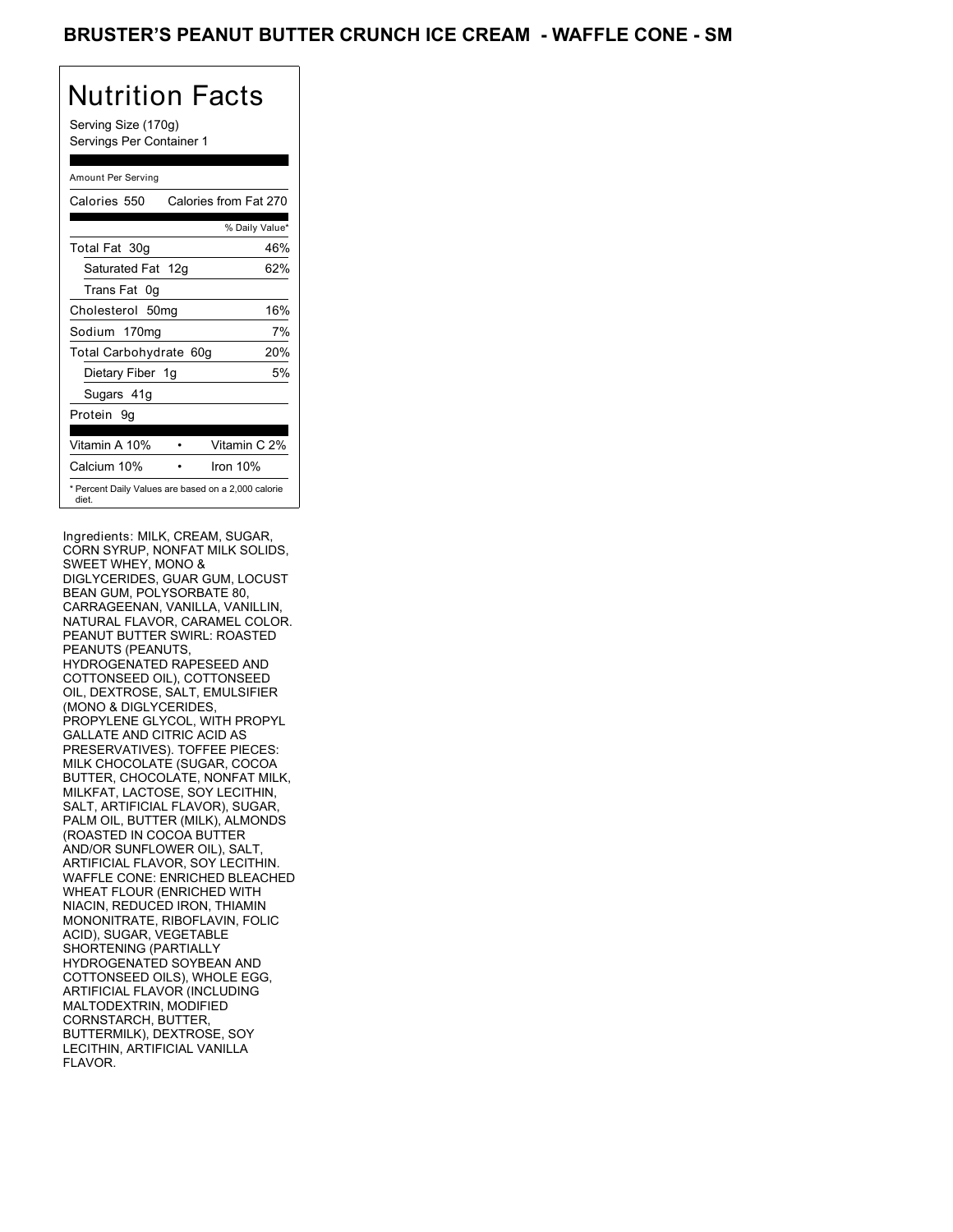# BRUSTER'S PEANUT BUTTER CRUNCH ICE CREAM - WAFFLE CONE - SM

## Nutrition Facts

Serving Size (170g)
Servings Per Container 1

| Amount Per Serving | |
|---|---|
| Calories 550 | Calories from Fat 270 |
| | % Daily Value* |
| Total Fat 30g | 46% |
| Saturated Fat 12g | 62% |
| Trans Fat 0g | |
| Cholesterol 50mg | 16% |
| Sodium 170mg | 7% |
| Total Carbohydrate 60g | 20% |
| Dietary Fiber 1g | 5% |
| Sugars 41g | |
| Protein 9g | |
| Vitamin A 10% | Vitamin C 2% |
| Calcium 10% | Iron 10% |

* Percent Daily Values are based on a 2,000 calorie diet.

Ingredients: MILK, CREAM, SUGAR, CORN SYRUP, NONFAT MILK SOLIDS, SWEET WHEY, MONO & DIGLYCERIDES, GUAR GUM, LOCUST BEAN GUM, POLYSORBATE 80, CARRAGEENAN, VANILLA, VANILLIN, NATURAL FLAVOR, CARAMEL COLOR. PEANUT BUTTER SWIRL: ROASTED PEANUTS (PEANUTS, HYDROGENATED RAPESEED AND COTTONSEED OIL), COTTONSEED OIL, DEXTROSE, SALT, EMULSIFIER (MONO & DIGLYCERIDES, PROPYLENE GLYCOL, WITH PROPYL GALLATE AND CITRIC ACID AS PRESERVATIVES). TOFFEE PIECES: MILK CHOCOLATE (SUGAR, COCOA BUTTER, CHOCOLATE, NONFAT MILK, MILKFAT, LACTOSE, SOY LECITHIN, SALT, ARTIFICIAL FLAVOR), SUGAR, PALM OIL, BUTTER (MILK), ALMONDS (ROASTED IN COCOA BUTTER AND/OR SUNFLOWER OIL), SALT, ARTIFICIAL FLAVOR, SOY LECITHIN. WAFFLE CONE: ENRICHED BLEACHED WHEAT FLOUR (ENRICHED WITH NIACIN, REDUCED IRON, THIAMIN MONONITRATE, RIBOFLAVIN, FOLIC ACID), SUGAR, VEGETABLE SHORTENING (PARTIALLY HYDROGENATED SOYBEAN AND COTTONSEED OILS), WHOLE EGG, ARTIFICIAL FLAVOR (INCLUDING MALTODEXTRIN, MODIFIED CORNSTARCH, BUTTER, BUTTERMILK), DEXTROSE, SOY LECITHIN, ARTIFICIAL VANILLA FLAVOR.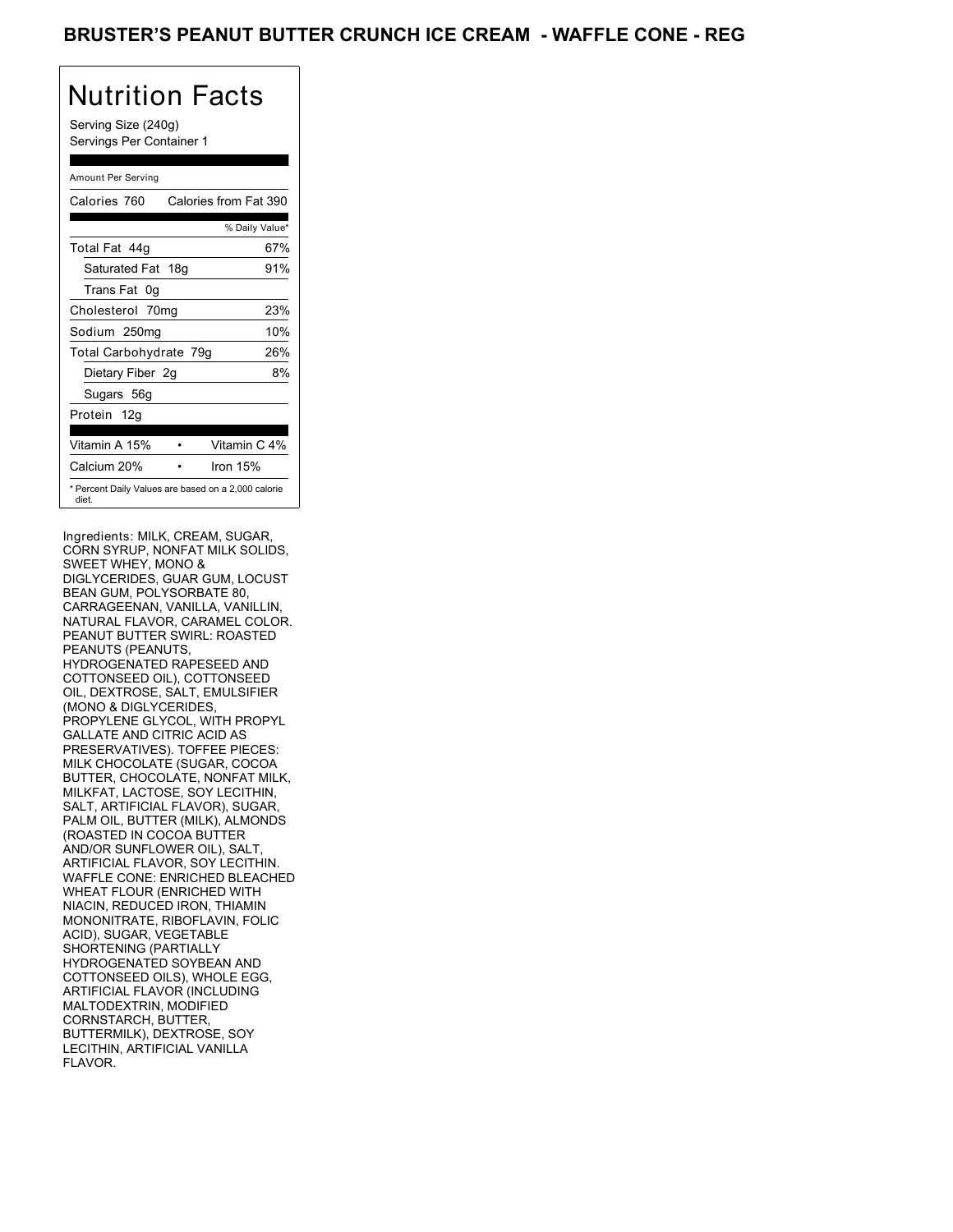# BRUSTER'S PEANUT BUTTER CRUNCH ICE CREAM - WAFFLE CONE - REG

## Nutrition Facts

Serving Size (240g)
Servings Per Container 1

Amount Per Serving

| Nutrient | % Daily Value* |
|---|---|
| Calories 760 — Calories from Fat 390 | |
| Total Fat 44g | 67% |
| Saturated Fat 18g | 91% |
| Trans Fat 0g | |
| Cholesterol 70mg | 23% |
| Sodium 250mg | 10% |
| Total Carbohydrate 79g | 26% |
| Dietary Fiber 2g | 8% |
| Sugars 56g | |
| Protein 12g | |
| Vitamin A 15% | Vitamin C 4% |
| Calcium 20% | Iron 15% |

* Percent Daily Values are based on a 2,000 calorie diet.

Ingredients: MILK, CREAM, SUGAR, CORN SYRUP, NONFAT MILK SOLIDS, SWEET WHEY, MONO & DIGLYCERIDES, GUAR GUM, LOCUST BEAN GUM, POLYSORBATE 80, CARRAGEENAN, VANILLA, VANILLIN, NATURAL FLAVOR, CARAMEL COLOR. PEANUT BUTTER SWIRL: ROASTED PEANUTS (PEANUTS, HYDROGENATED RAPESEED AND COTTONSEED OIL), COTTONSEED OIL, DEXTROSE, SALT, EMULSIFIER (MONO & DIGLYCERIDES, PROPYLENE GLYCOL, WITH PROPYL GALLATE AND CITRIC ACID AS PRESERVATIVES). TOFFEE PIECES: MILK CHOCOLATE (SUGAR, COCOA BUTTER, CHOCOLATE, NONFAT MILK, MILKFAT, LACTOSE, SOY LECITHIN, SALT, ARTIFICIAL FLAVOR), SUGAR, PALM OIL, BUTTER (MILK), ALMONDS (ROASTED IN COCOA BUTTER AND/OR SUNFLOWER OIL), SALT, ARTIFICIAL FLAVOR, SOY LECITHIN. WAFFLE CONE: ENRICHED BLEACHED WHEAT FLOUR (ENRICHED WITH NIACIN, REDUCED IRON, THIAMIN MONONITRATE, RIBOFLAVIN, FOLIC ACID), SUGAR, VEGETABLE SHORTENING (PARTIALLY HYDROGENATED SOYBEAN AND COTTONSEED OILS), WHOLE EGG, ARTIFICIAL FLAVOR (INCLUDING MALTODEXTRIN, MODIFIED CORNSTARCH, BUTTER, BUTTERMILK), DEXTROSE, SOY LECITHIN, ARTIFICIAL VANILLA FLAVOR.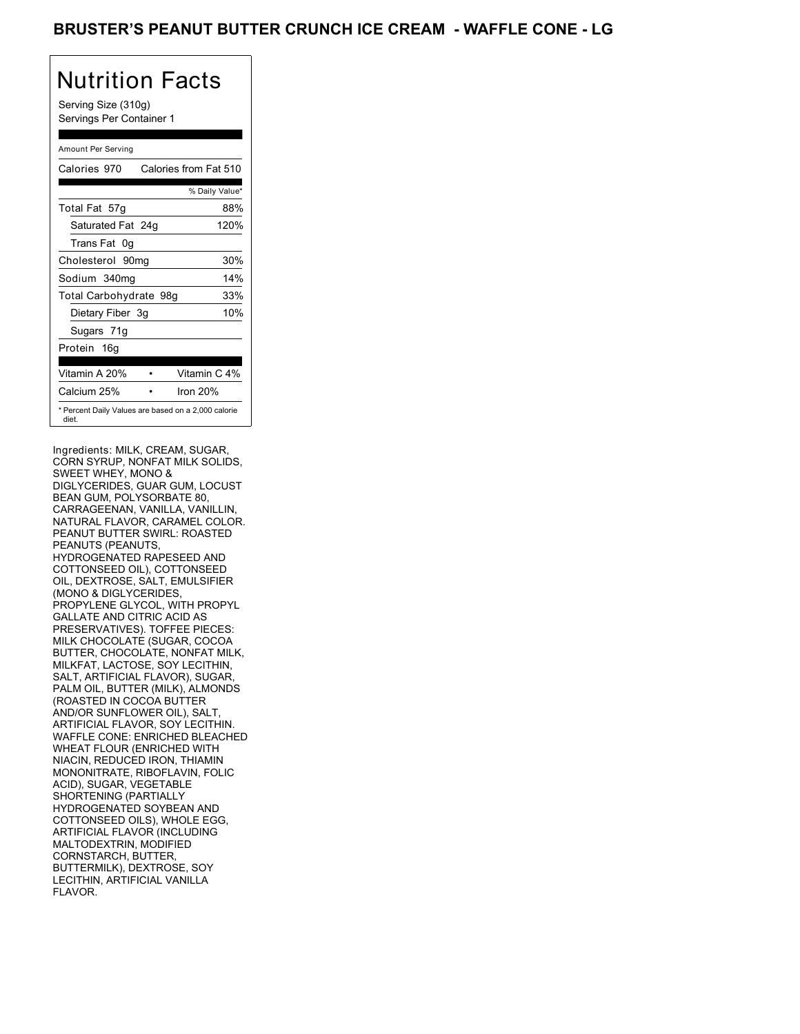# BRUSTER'S PEANUT BUTTER CRUNCH ICE CREAM - WAFFLE CONE - LG

## Nutrition Facts

Serving Size (310g)
Servings Per Container 1

Amount Per Serving

| | |
|---|---|
| Calories 970 | Calories from Fat 510 |
| | % Daily Value* |
| Total Fat 57g | 88% |
| Saturated Fat 24g | 120% |
| Trans Fat 0g | |
| Cholesterol 90mg | 30% |
| Sodium 340mg | 14% |
| Total Carbohydrate 98g | 33% |
| Dietary Fiber 3g | 10% |
| Sugars 71g | |
| Protein 16g | |
| Vitamin A 20% • | Vitamin C 4% |
| Calcium 25% • | Iron 20% |

* Percent Daily Values are based on a 2,000 calorie diet.

Ingredients: MILK, CREAM, SUGAR, CORN SYRUP, NONFAT MILK SOLIDS, SWEET WHEY, MONO & DIGLYCERIDES, GUAR GUM, LOCUST BEAN GUM, POLYSORBATE 80, CARRAGEENAN, VANILLA, VANILLIN, NATURAL FLAVOR, CARAMEL COLOR. PEANUT BUTTER SWIRL: ROASTED PEANUTS (PEANUTS, HYDROGENATED RAPESEED AND COTTONSEED OIL), COTTONSEED OIL, DEXTROSE, SALT, EMULSIFIER (MONO & DIGLYCERIDES, PROPYLENE GLYCOL, WITH PROPYL GALLATE AND CITRIC ACID AS PRESERVATIVES). TOFFEE PIECES: MILK CHOCOLATE (SUGAR, COCOA BUTTER, CHOCOLATE, NONFAT MILK, MILKFAT, LACTOSE, SOY LECITHIN, SALT, ARTIFICIAL FLAVOR), SUGAR, PALM OIL, BUTTER (MILK), ALMONDS (ROASTED IN COCOA BUTTER AND/OR SUNFLOWER OIL), SALT, ARTIFICIAL FLAVOR, SOY LECITHIN. WAFFLE CONE: ENRICHED BLEACHED WHEAT FLOUR (ENRICHED WITH NIACIN, REDUCED IRON, THIAMIN MONONITRATE, RIBOFLAVIN, FOLIC ACID), SUGAR, VEGETABLE SHORTENING (PARTIALLY HYDROGENATED SOYBEAN AND COTTONSEED OILS), WHOLE EGG, ARTIFICIAL FLAVOR (INCLUDING MALTODEXTRIN, MODIFIED CORNSTARCH, BUTTER, BUTTERMILK), DEXTROSE, SOY LECITHIN, ARTIFICIAL VANILLA FLAVOR.